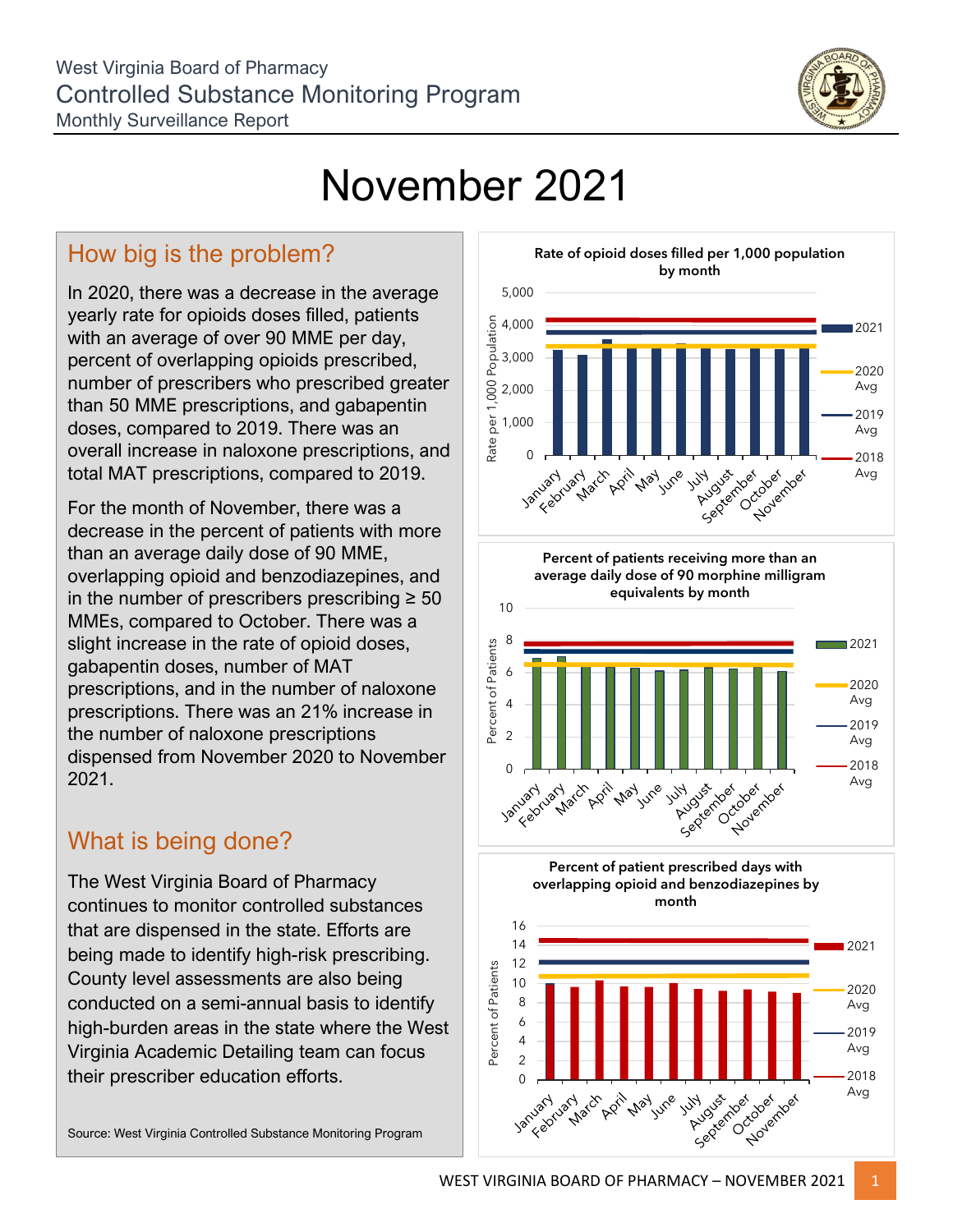West Virginia Board of Pharmacy
Controlled Substance Monitoring Program
Monthly Surveillance Report

# November 2021

## How big is the problem?

In 2020, there was a decrease in the average yearly rate for opioids doses filled, patients with an average of over 90 MME per day, percent of overlapping opioids prescribed, number of prescribers who prescribed greater than 50 MME prescriptions, and gabapentin doses, compared to 2019. There was an overall increase in naloxone prescriptions, and total MAT prescriptions, compared to 2019.

For the month of November, there was a decrease in the percent of patients with more than an average daily dose of 90 MME, overlapping opioid and benzodiazepines, and in the number of prescribers prescribing ≥ 50 MMEs, compared to October. There was a slight increase in the rate of opioid doses, gabapentin doses, number of MAT prescriptions, and in the number of naloxone prescriptions. There was an 21% increase in the number of naloxone prescriptions dispensed from November 2020 to November 2021.

## What is being done?

The West Virginia Board of Pharmacy continues to monitor controlled substances that are dispensed in the state. Efforts are being made to identify high-risk prescribing. County level assessments are also being conducted on a semi-annual basis to identify high-burden areas in the state where the West Virginia Academic Detailing team can focus their prescriber education efforts.

Source: West Virginia Controlled Substance Monitoring Program

**Rate of opioid doses filled per 1,000 population by month**

(Chart: Rate per 1,000 Population, January–November; legend: 2021, 2020 Avg, 2019 Avg, 2018 Avg)

**Percent of patients receiving more than an average daily dose of 90 morphine milligram equivalents by month**

(Chart: Percent of Patients, January–November; legend: 2021, 2020 Avg, 2019 Avg, 2018 Avg)

**Percent of patient prescribed days with overlapping opioid and benzodiazepines by month**

(Chart: Percent of Patients, January–November; legend: 2021, 2020 Avg, 2019 Avg, 2018 Avg)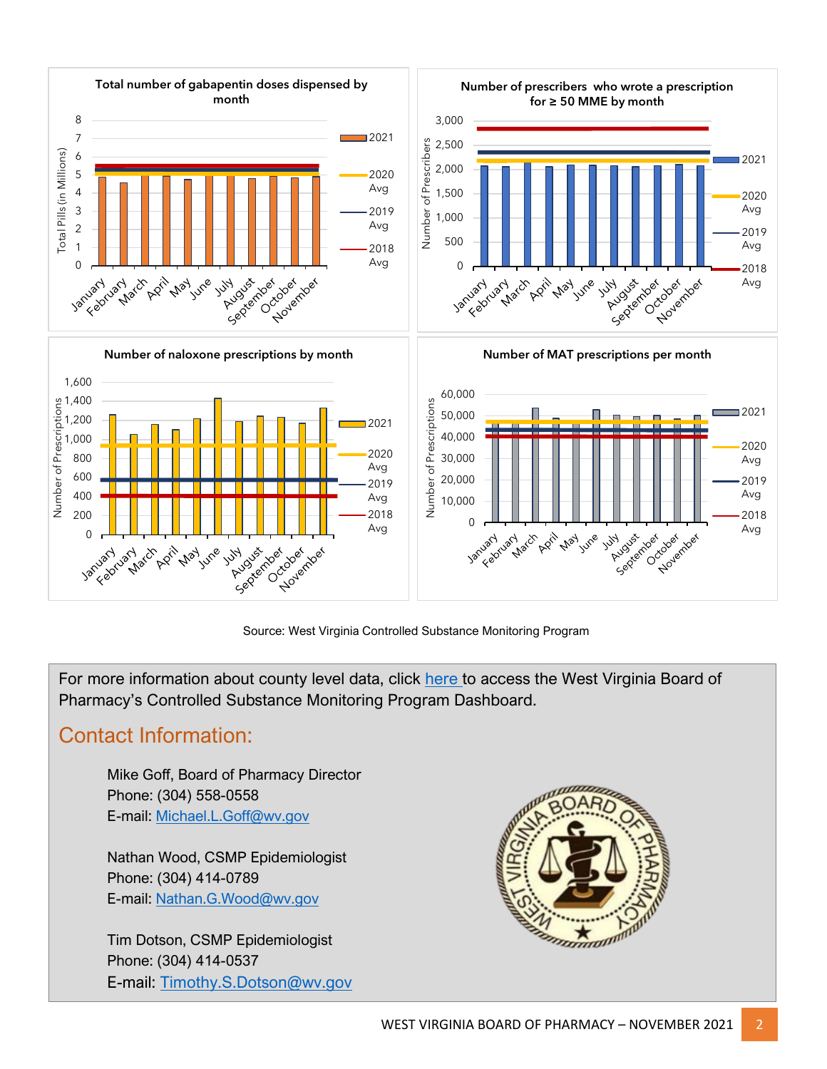Total number of gabapentin doses dispensed by month

Total Pills (in Millions)

8
7
6
5
4
3
2
1
0

January February March April May June July August September October November

2021
2020 Avg
2019 Avg
2018 Avg

Number of prescribers who wrote a prescription for ≥ 50 MME by month

Number of Prescribers

3,000
2,500
2,000
1,500
1,000
500
0

January February March April May June July August September October November

2021
2020 Avg
2019 Avg
2018 Avg

Number of naloxone prescriptions by month

Number of Prescriptions

1,600
1,400
1,200
1,000
800
600
400
200
0

January February March April May June July August September October November

2021
2020 Avg
2019 Avg
2018 Avg

Number of MAT prescriptions per month

Number of Prescriptions

60,000
50,000
40,000
30,000
20,000
10,000
0

January February March April May June July August September October November

2021
2020 Avg
2019 Avg
2018 Avg

Source: West Virginia Controlled Substance Monitoring Program

For more information about county level data, click here to access the West Virginia Board of Pharmacy's Controlled Substance Monitoring Program Dashboard.

## Contact Information:

Mike Goff, Board of Pharmacy Director
Phone: (304) 558-0558
E-mail: Michael.L.Goff@wv.gov

Nathan Wood, CSMP Epidemiologist
Phone: (304) 414-0789
E-mail: Nathan.G.Wood@wv.gov

Tim Dotson, CSMP Epidemiologist
Phone: (304) 414-0537
E-mail: Timothy.S.Dotson@wv.gov